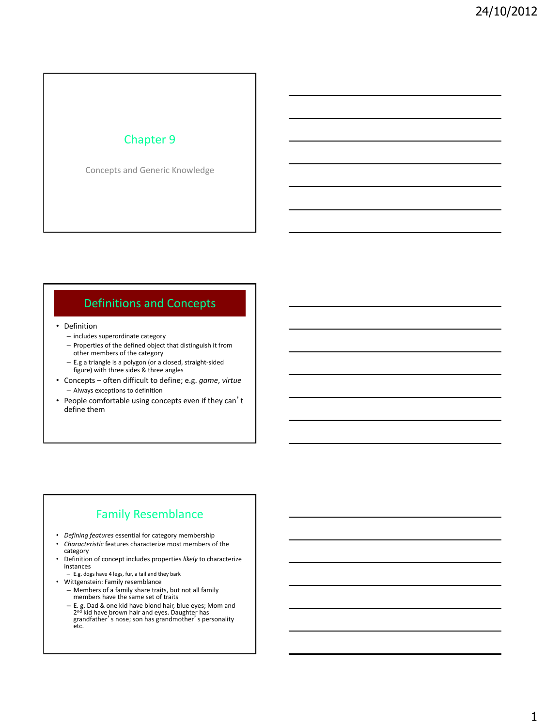# Chapter 9

Concepts and Generic Knowledge

## Definitions and Concepts

- Definition
  - includes superordinate category
  - Properties of the defined object that distinguish it from other members of the category
  - E.g a triangle is a polygon (or a closed, straight-sided figure) with three sides & three angles
- Concepts – often difficult to define; e.g. *game*, *virtue*
  - Always exceptions to definition
- People comfortable using concepts even if they can't define them

## Family Resemblance

- *Defining features* essential for category membership
- *Characteristic* features characterize most members of the category
- Definition of concept includes properties *likely* to characterize instances
  - E.g. dogs have 4 legs, fur, a tail and they bark
- Wittgenstein: Family resemblance
  - Members of a family share traits, but not all family members have the same set of traits
  - E. g. Dad & one kid have blond hair, blue eyes; Mom and 2nd kid have brown hair and eyes. Daughter has grandfather's nose; son has grandmother's personality etc.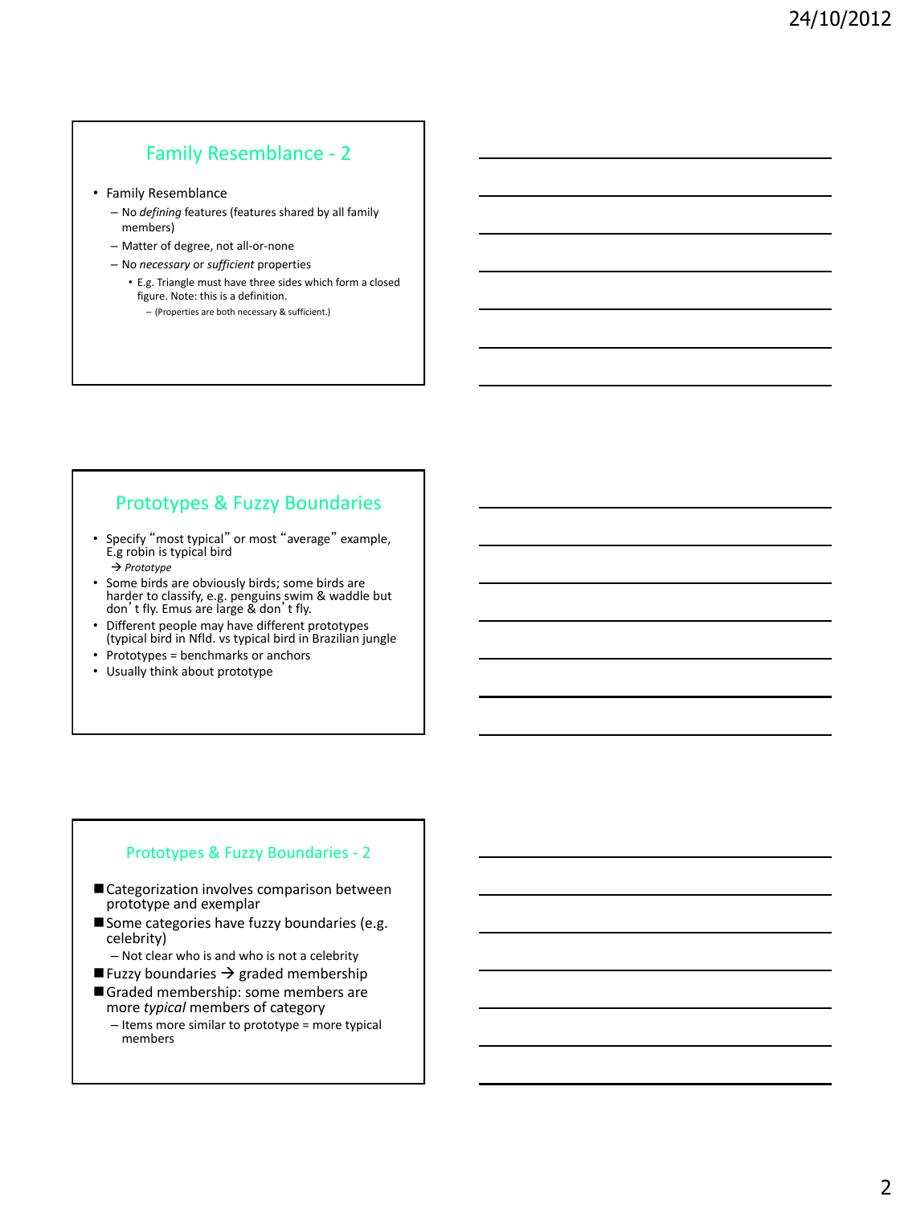## Family Resemblance - 2

- Family Resemblance
  - No *defining* features (features shared by all family members)
  - Matter of degree, not all-or-none
  - No *necessary* or *sufficient* properties
    - E.g. Triangle must have three sides which form a closed figure. Note: this is a definition.
      - (Properties are both necessary & sufficient.)

## Prototypes & Fuzzy Boundaries

- Specify "most typical" or most "average" example, E.g robin is typical bird
  → *Prototype*
- Some birds are obviously birds; some birds are harder to classify, e.g. penguins swim & waddle but don't fly. Emus are large & don't fly.
- Different people may have different prototypes (typical bird in Nfld. vs typical bird in Brazilian jungle
- Prototypes = benchmarks or anchors
- Usually think about prototype

## Prototypes & Fuzzy Boundaries - 2

- Categorization involves comparison between prototype and exemplar
- Some categories have fuzzy boundaries (e.g. celebrity)
  - Not clear who is and who is not a celebrity
- Fuzzy boundaries → graded membership
- Graded membership: some members are more *typical* members of category
  - Items more similar to prototype = more typical members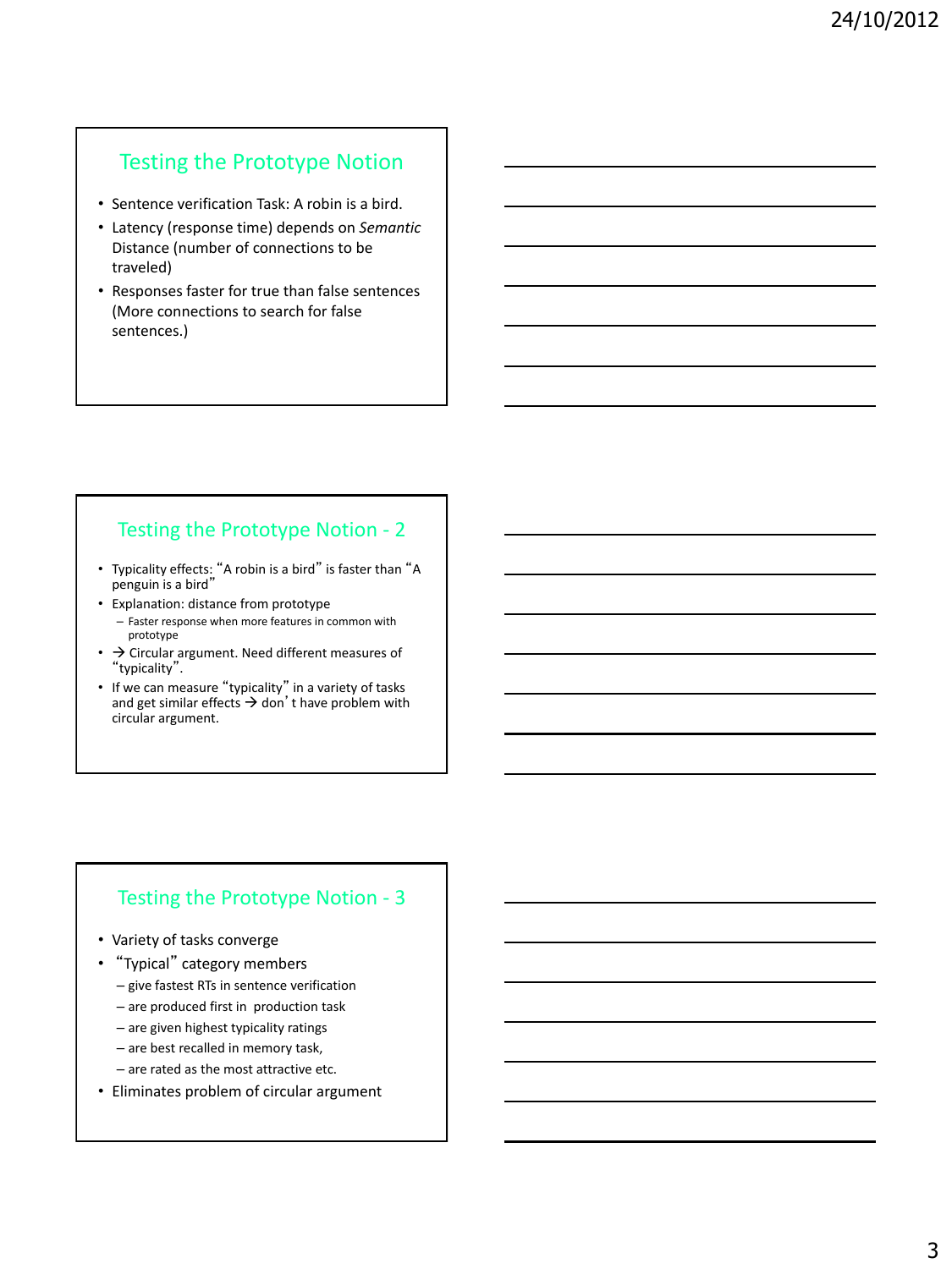## Testing the Prototype Notion

- Sentence verification Task: A robin is a bird.
- Latency (response time) depends on *Semantic* Distance (number of connections to be traveled)
- Responses faster for true than false sentences (More connections to search for false sentences.)

## Testing the Prototype Notion - 2

- Typicality effects: "A robin is a bird" is faster than "A penguin is a bird"
- Explanation: distance from prototype
  - Faster response when more features in common with prototype
- → Circular argument. Need different measures of "typicality".
- If we can measure "typicality" in a variety of tasks and get similar effects → don't have problem with circular argument.

## Testing the Prototype Notion - 3

- Variety of tasks converge
- "Typical" category members
  - give fastest RTs in sentence verification
  - are produced first in production task
  - are given highest typicality ratings
  - are best recalled in memory task,
  - are rated as the most attractive etc.
- Eliminates problem of circular argument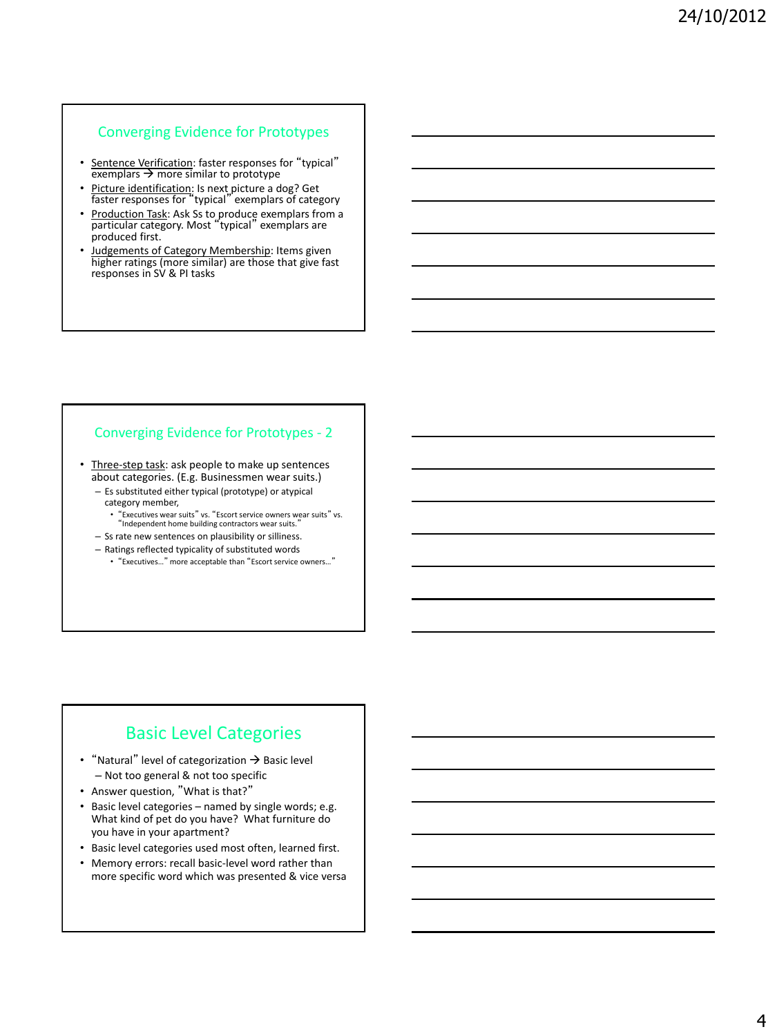## Converging Evidence for Prototypes

- Sentence Verification: faster responses for "typical" exemplars → more similar to prototype
- Picture identification: Is next picture a dog? Get faster responses for "typical" exemplars of category
- Production Task: Ask Ss to produce exemplars from a particular category. Most "typical" exemplars are produced first.
- Judgements of Category Membership: Items given higher ratings (more similar) are those that give fast responses in SV & PI tasks

## Converging Evidence for Prototypes - 2

- Three-step task: ask people to make up sentences about categories. (E.g. Businessmen wear suits.)
  - Es substituted either typical (prototype) or atypical category member,
    - "Executives wear suits" vs. "Escort service owners wear suits" vs. "Independent home building contractors wear suits."
  - Ss rate new sentences on plausibility or silliness.
  - Ratings reflected typicality of substituted words
    - "Executives…" more acceptable than "Escort service owners…"

## Basic Level Categories

- "Natural" level of categorization → Basic level
  - Not too general & not too specific
- Answer question, "What is that?"
- Basic level categories – named by single words; e.g. What kind of pet do you have? What furniture do you have in your apartment?
- Basic level categories used most often, learned first.
- Memory errors: recall basic-level word rather than more specific word which was presented & vice versa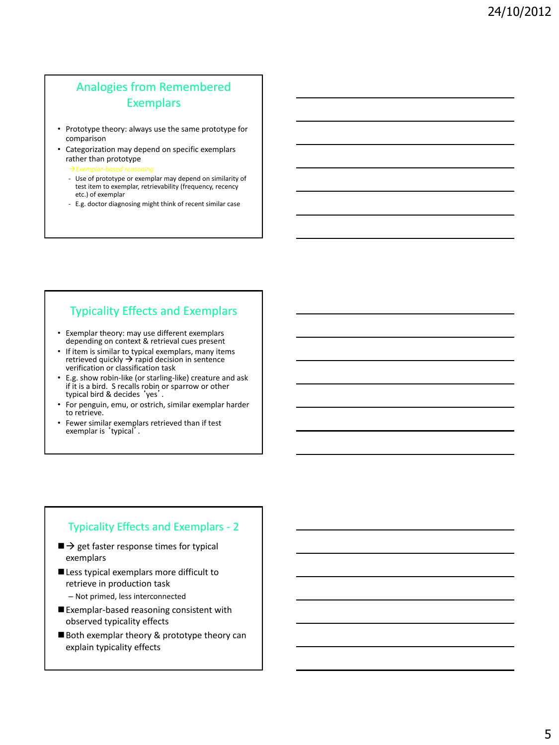## Analogies from Remembered Exemplars

- Prototype theory: always use the same prototype for comparison
- Categorization may depend on specific exemplars rather than prototype
  - → Exemplar-based reasoning
  - Use of prototype or exemplar may depend on similarity of test item to exemplar, retrievability (frequency, recency etc.) of exemplar
  - E.g. doctor diagnosing might think of recent similar case

## Typicality Effects and Exemplars

- Exemplar theory: may use different exemplars depending on context & retrieval cues present
- If item is similar to typical exemplars, many items retrieved quickly → rapid decision in sentence verification or classification task
- E.g. show robin-like (or starling-like) creature and ask if it is a bird. S recalls robin or sparrow or other typical bird & decides 'yes'.
- For penguin, emu, or ostrich, similar exemplar harder to retrieve.
- Fewer similar exemplars retrieved than if test exemplar is 'typical'.

## Typicality Effects and Exemplars - 2

- → get faster response times for typical exemplars
- Less typical exemplars more difficult to retrieve in production task
  - Not primed, less interconnected
- Exemplar-based reasoning consistent with observed typicality effects
- Both exemplar theory & prototype theory can explain typicality effects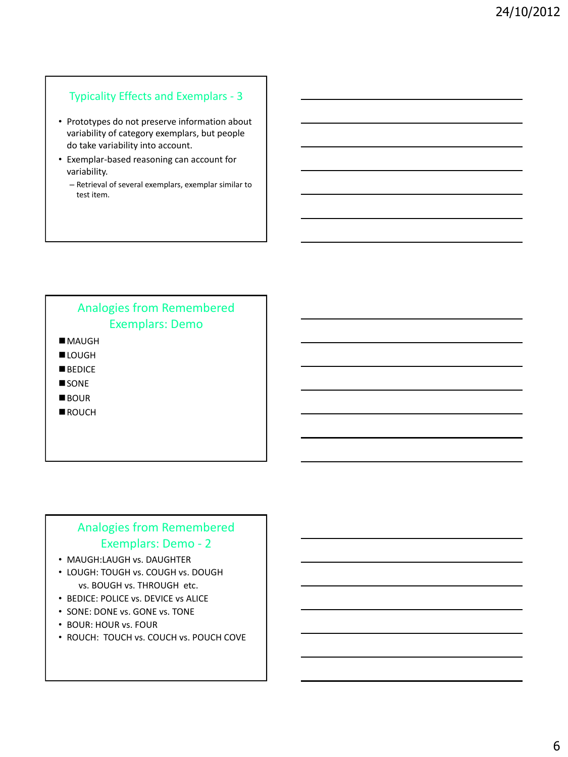## Typicality Effects and Exemplars - 3

- Prototypes do not preserve information about variability of category exemplars, but people do take variability into account.
- Exemplar-based reasoning can account for variability.
  - Retrieval of several exemplars, exemplar similar to test item.

## Analogies from Remembered Exemplars: Demo

- MAUGH
- LOUGH
- BEDICE
- SONE
- BOUR
- ROUCH

## Analogies from Remembered Exemplars: Demo - 2

- MAUGH:LAUGH vs. DAUGHTER
- LOUGH: TOUGH vs. COUGH vs. DOUGH vs. BOUGH vs. THROUGH etc.
- BEDICE: POLICE vs. DEVICE vs ALICE
- SONE: DONE vs. GONE vs. TONE
- BOUR: HOUR vs. FOUR
- ROUCH: TOUCH vs. COUCH vs. POUCH COVE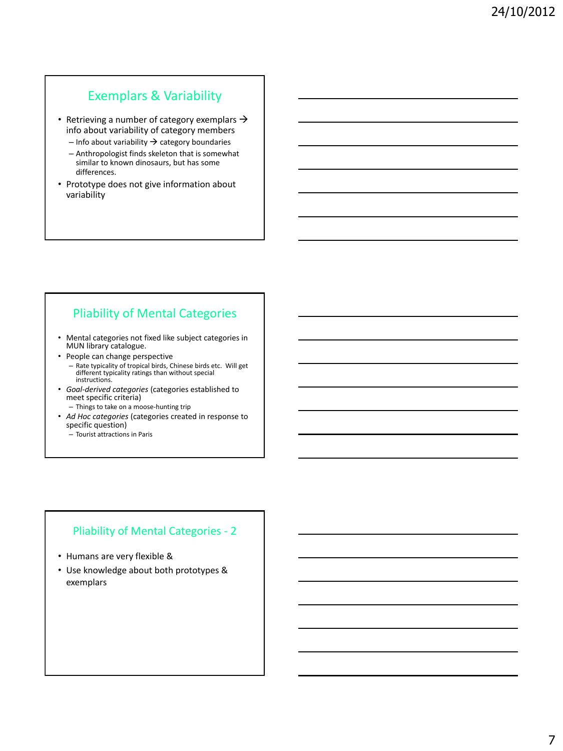## Exemplars & Variability

- Retrieving a number of category exemplars → info about variability of category members
  - Info about variability → category boundaries
  - Anthropologist finds skeleton that is somewhat similar to known dinosaurs, but has some differences.
- Prototype does not give information about variability

## Pliability of Mental Categories

- Mental categories not fixed like subject categories in MUN library catalogue.
- People can change perspective
  - Rate typicality of tropical birds, Chinese birds etc. Will get different typicality ratings than without special instructions.
- *Goal-derived categories* (categories established to meet specific criteria)
  - Things to take on a moose-hunting trip
- *Ad Hoc categories* (categories created in response to specific question)
  - Tourist attractions in Paris

## Pliability of Mental Categories - 2

- Humans are very flexible &
- Use knowledge about both prototypes & exemplars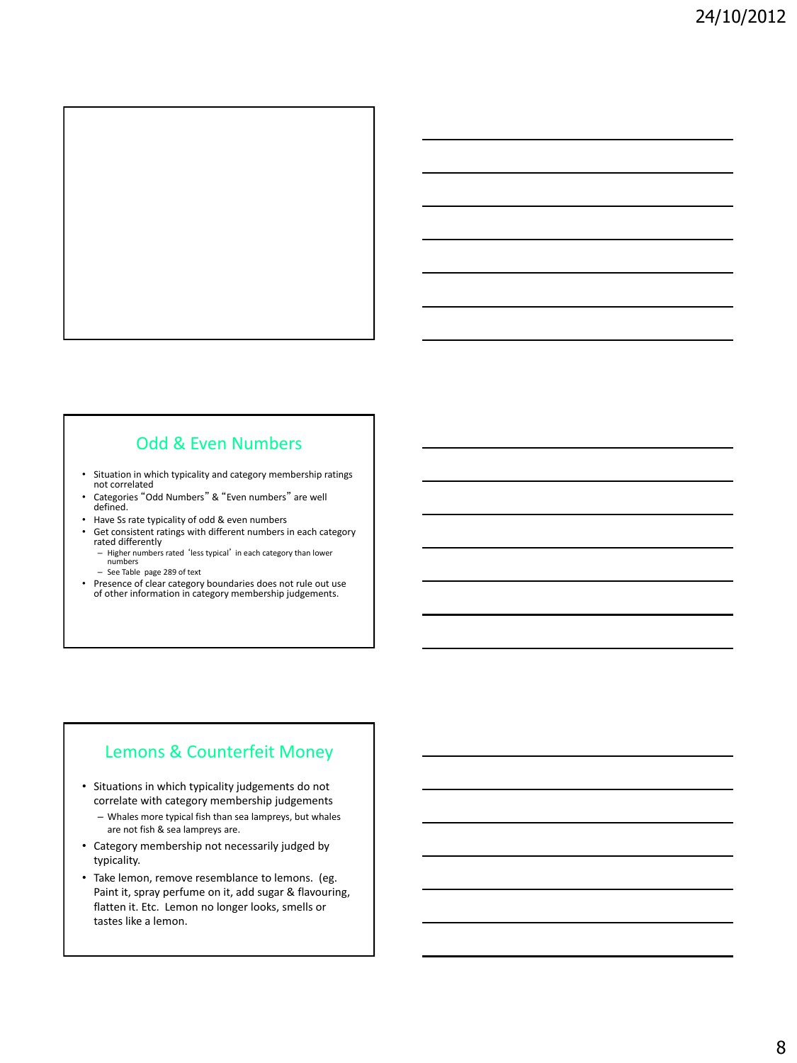## Odd & Even Numbers

- Situation in which typicality and category membership ratings not correlated
- Categories "Odd Numbers" & "Even numbers" are well defined.
- Have Ss rate typicality of odd & even numbers
- Get consistent ratings with different numbers in each category rated differently
  - Higher numbers rated 'less typical' in each category than lower numbers
  - See Table page 289 of text
- Presence of clear category boundaries does not rule out use of other information in category membership judgements.

## Lemons & Counterfeit Money

- Situations in which typicality judgements do not correlate with category membership judgements
  - Whales more typical fish than sea lampreys, but whales are not fish & sea lampreys are.
- Category membership not necessarily judged by typicality.
- Take lemon, remove resemblance to lemons. (eg. Paint it, spray perfume on it, add sugar & flavouring, flatten it. Etc. Lemon no longer looks, smells or tastes like a lemon.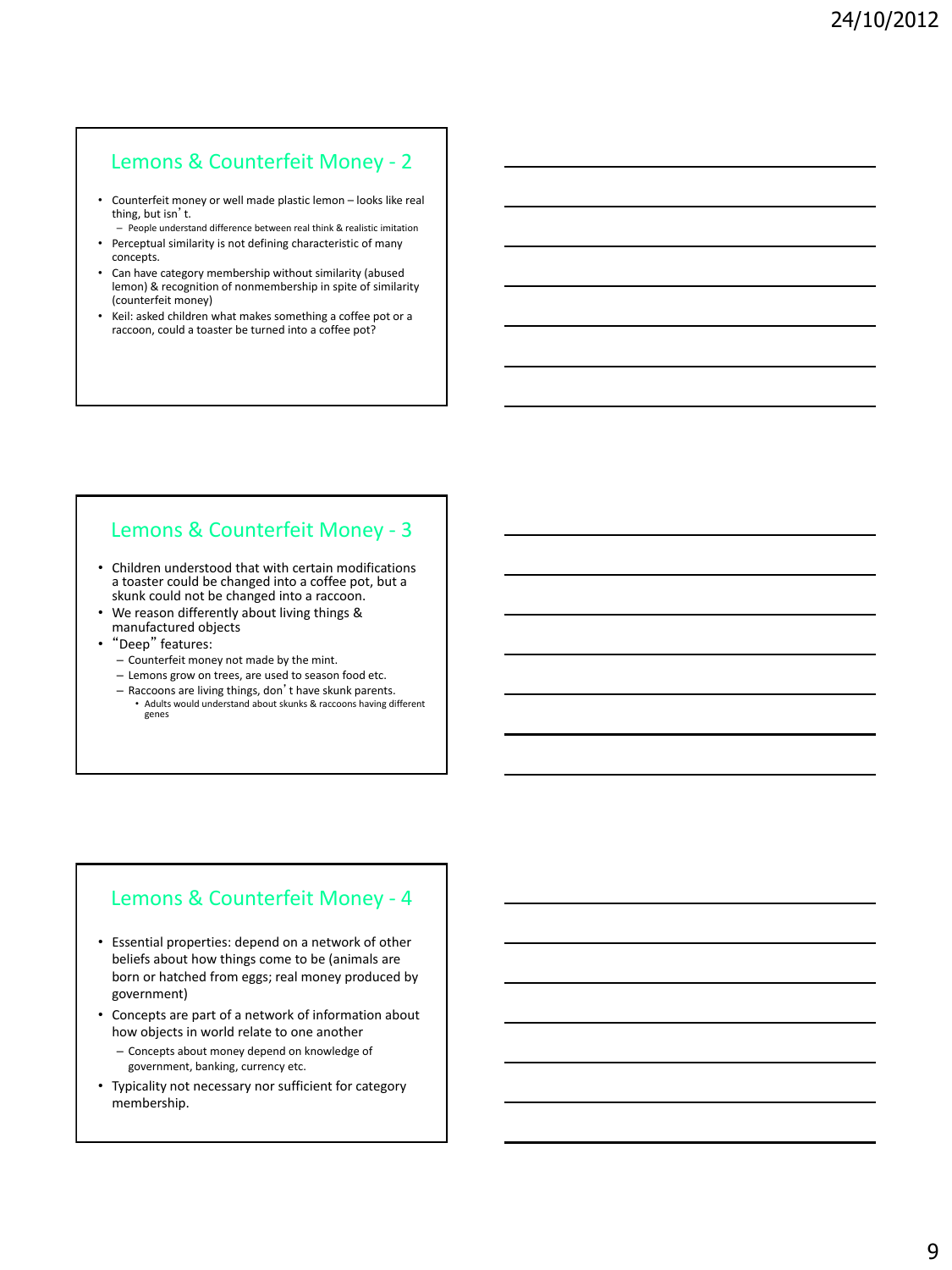## Lemons & Counterfeit Money - 2

- Counterfeit money or well made plastic lemon – looks like real thing, but isn't.
  - People understand difference between real think & realistic imitation
- Perceptual similarity is not defining characteristic of many concepts.
- Can have category membership without similarity (abused lemon) & recognition of nonmembership in spite of similarity (counterfeit money)
- Keil: asked children what makes something a coffee pot or a raccoon, could a toaster be turned into a coffee pot?

## Lemons & Counterfeit Money - 3

- Children understood that with certain modifications a toaster could be changed into a coffee pot, but a skunk could not be changed into a raccoon.
- We reason differently about living things & manufactured objects
- "Deep" features:
  - Counterfeit money not made by the mint.
  - Lemons grow on trees, are used to season food etc.
  - Raccoons are living things, don't have skunk parents.
    - Adults would understand about skunks & raccoons having different genes

## Lemons & Counterfeit Money - 4

- Essential properties: depend on a network of other beliefs about how things come to be (animals are born or hatched from eggs; real money produced by government)
- Concepts are part of a network of information about how objects in world relate to one another
  - Concepts about money depend on knowledge of government, banking, currency etc.
- Typicality not necessary nor sufficient for category membership.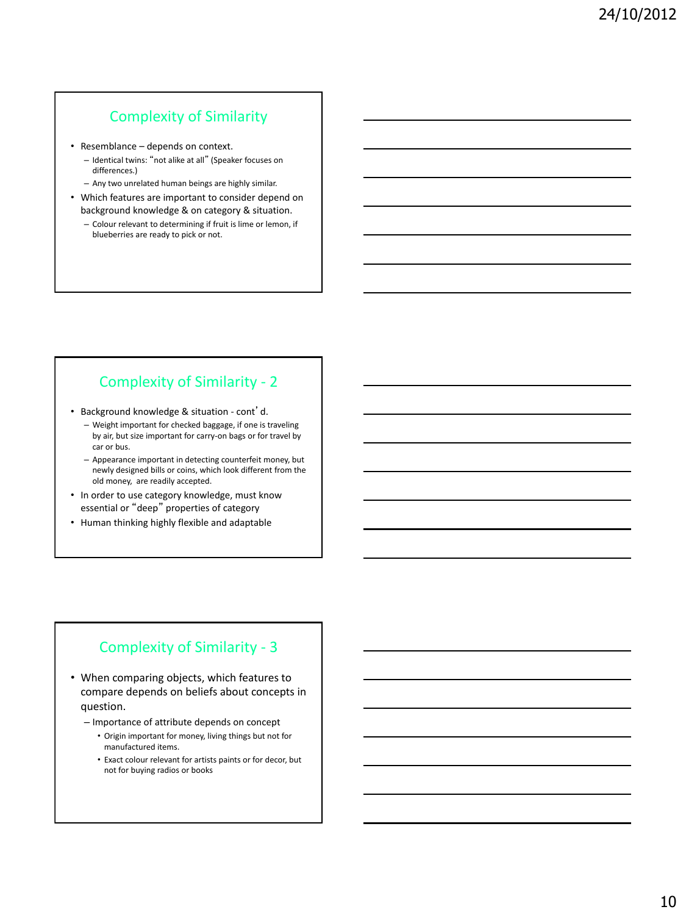## Complexity of Similarity

- Resemblance – depends on context.
  - Identical twins: "not alike at all" (Speaker focuses on differences.)
  - Any two unrelated human beings are highly similar.
- Which features are important to consider depend on background knowledge & on category & situation.
  - Colour relevant to determining if fruit is lime or lemon, if blueberries are ready to pick or not.

## Complexity of Similarity - 2

- Background knowledge & situation - cont'd.
  - Weight important for checked baggage, if one is traveling by air, but size important for carry-on bags or for travel by car or bus.
  - Appearance important in detecting counterfeit money, but newly designed bills or coins, which look different from the old money, are readily accepted.
- In order to use category knowledge, must know essential or "deep" properties of category
- Human thinking highly flexible and adaptable

## Complexity of Similarity - 3

- When comparing objects, which features to compare depends on beliefs about concepts in question.
  - Importance of attribute depends on concept
    - Origin important for money, living things but not for manufactured items.
    - Exact colour relevant for artists paints or for decor, but not for buying radios or books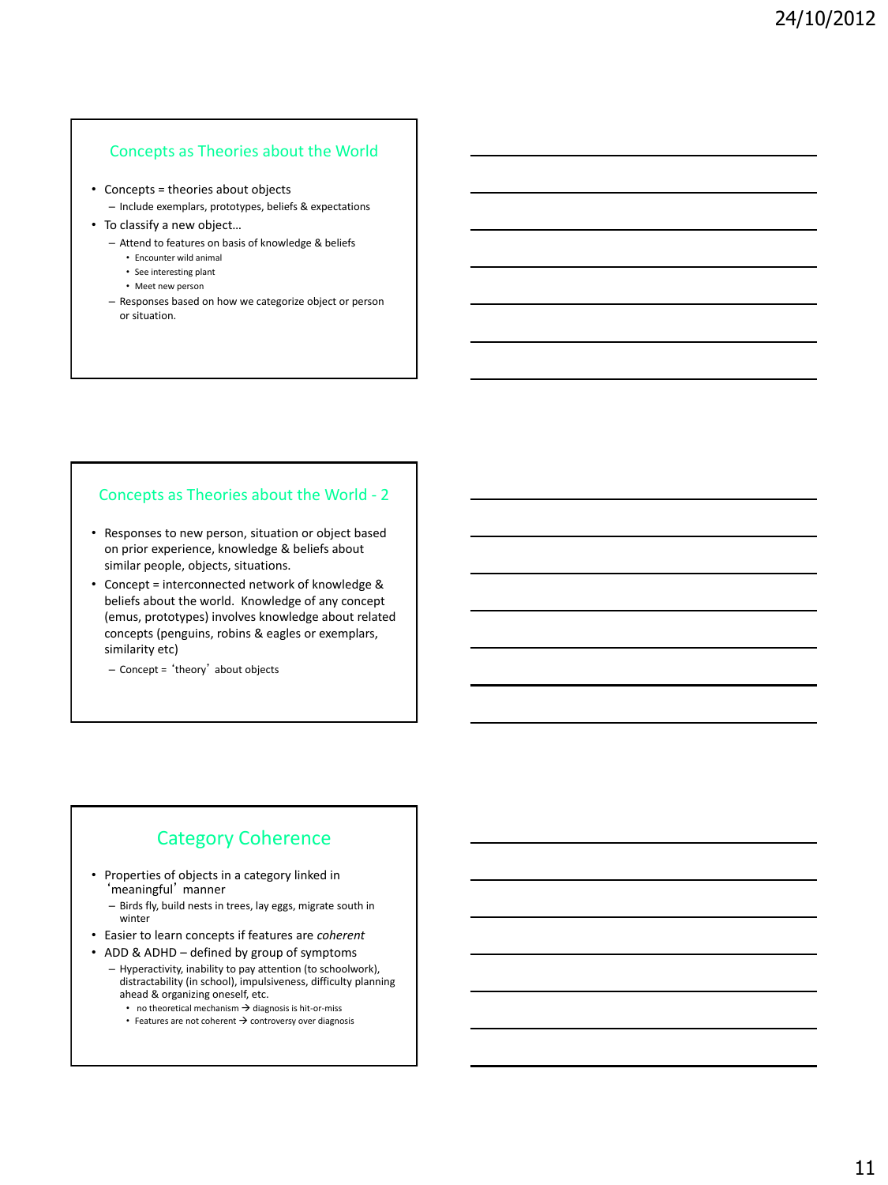## Concepts as Theories about the World

- Concepts = theories about objects
  - Include exemplars, prototypes, beliefs & expectations
- To classify a new object…
  - Attend to features on basis of knowledge & beliefs
    - Encounter wild animal
    - See interesting plant
    - Meet new person
  - Responses based on how we categorize object or person or situation.

## Concepts as Theories about the World - 2

- Responses to new person, situation or object based on prior experience, knowledge & beliefs about similar people, objects, situations.
- Concept = interconnected network of knowledge & beliefs about the world. Knowledge of any concept (emus, prototypes) involves knowledge about related concepts (penguins, robins & eagles or exemplars, similarity etc)
  - Concept = 'theory' about objects

## Category Coherence

- Properties of objects in a category linked in 'meaningful' manner
  - Birds fly, build nests in trees, lay eggs, migrate south in winter
- Easier to learn concepts if features are *coherent*
- ADD & ADHD – defined by group of symptoms
  - Hyperactivity, inability to pay attention (to schoolwork), distractability (in school), impulsiveness, difficulty planning ahead & organizing oneself, etc.
    - no theoretical mechanism → diagnosis is hit-or-miss
    - Features are not coherent → controversy over diagnosis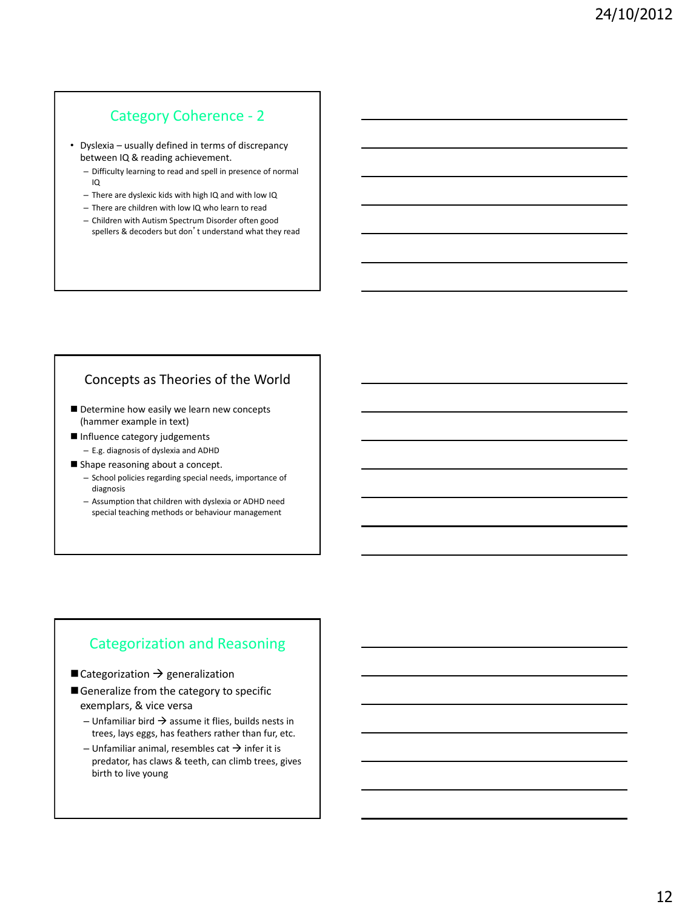## Category Coherence - 2

- Dyslexia – usually defined in terms of discrepancy between IQ & reading achievement.
  - Difficulty learning to read and spell in presence of normal IQ
  - There are dyslexic kids with high IQ and with low IQ
  - There are children with low IQ who learn to read
  - Children with Autism Spectrum Disorder often good spellers & decoders but don't understand what they read

## Concepts as Theories of the World

- Determine how easily we learn new concepts (hammer example in text)
- Influence category judgements
  - E.g. diagnosis of dyslexia and ADHD
- Shape reasoning about a concept.
  - School policies regarding special needs, importance of diagnosis
  - Assumption that children with dyslexia or ADHD need special teaching methods or behaviour management

## Categorization and Reasoning

- Categorization → generalization
- Generalize from the category to specific exemplars, & vice versa
  - Unfamiliar bird → assume it flies, builds nests in trees, lays eggs, has feathers rather than fur, etc.
  - Unfamiliar animal, resembles cat → infer it is predator, has claws & teeth, can climb trees, gives birth to live young